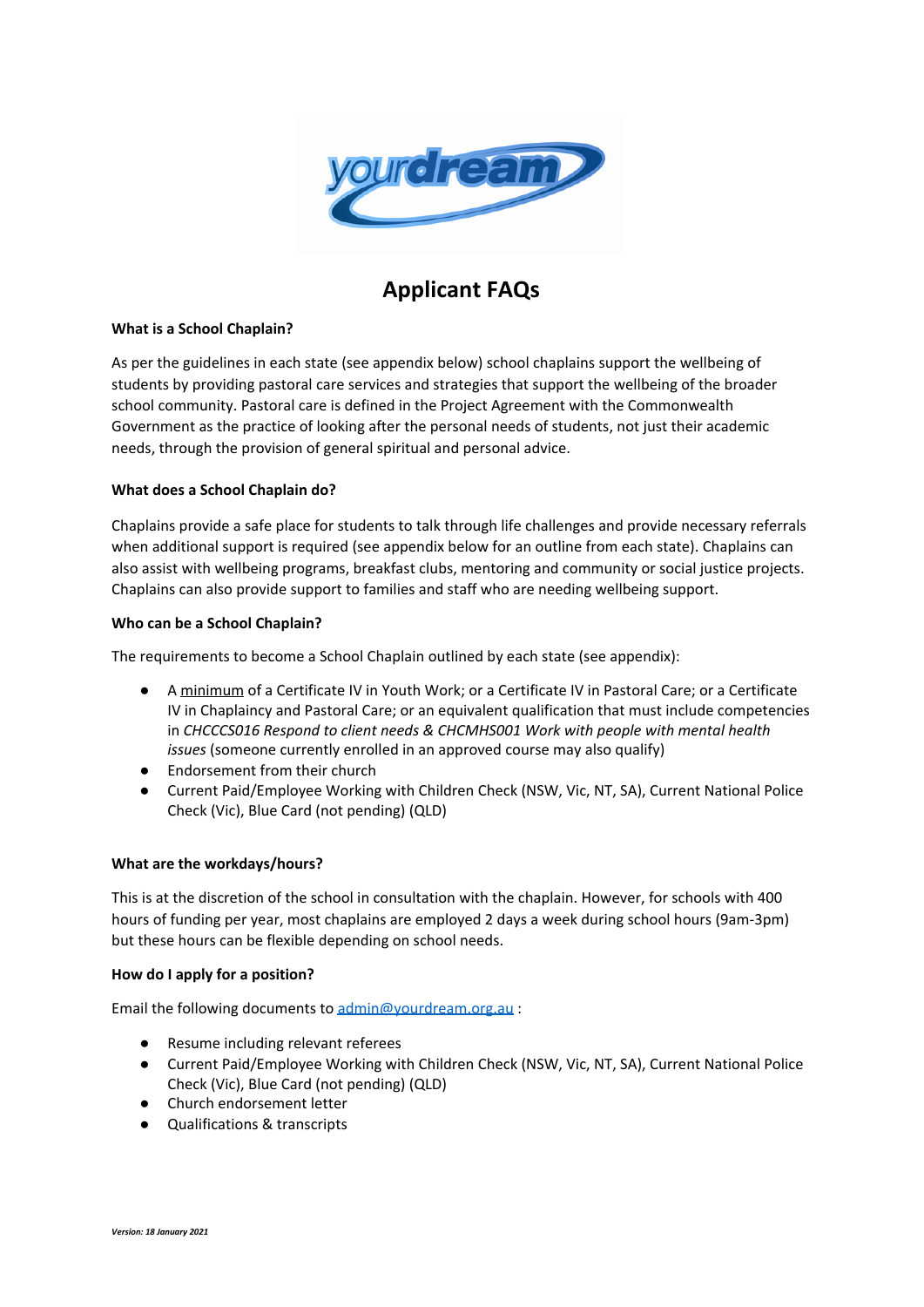# Applicant FAQs

**What is a School Chaplain?**

As per the guidelines in each state (see appendix below) school chaplains support the wellbeing of students by providing pastoral care services and strategies that support the wellbeing of the broader school community. Pastoral care is defined in the Project Agreement with the Commonwealth Government as the practice of looking after the personal needs of students, not just their academic needs, through the provision of general spiritual and personal advice.

**What does a School Chaplain do?**

Chaplains provide a safe place for students to talk through life challenges and provide necessary referrals when additional support is required (see appendix below for an outline from each state). Chaplains can also assist with wellbeing programs, breakfast clubs, mentoring and community or social justice projects. Chaplains can also provide support to families and staff who are needing wellbeing support.

**Who can be a School Chaplain?**

The requirements to become a School Chaplain outlined by each state (see appendix):

- A minimum of a Certificate IV in Youth Work; or a Certificate IV in Pastoral Care; or a Certificate IV in Chaplaincy and Pastoral Care; or an equivalent qualification that must include competencies in *CHCCCS016 Respond to client needs & CHCMHS001 Work with people with mental health issues* (someone currently enrolled in an approved course may also qualify)
- Endorsement from their church
- Current Paid/Employee Working with Children Check (NSW, Vic, NT, SA), Current National Police Check (Vic), Blue Card (not pending) (QLD)

**What are the workdays/hours?**

This is at the discretion of the school in consultation with the chaplain. However, for schools with 400 hours of funding per year, most chaplains are employed 2 days a week during school hours (9am-3pm) but these hours can be flexible depending on school needs.

**How do I apply for a position?**

Email the following documents to admin@yourdream.org.au :

- Resume including relevant referees
- Current Paid/Employee Working with Children Check (NSW, Vic, NT, SA), Current National Police Check (Vic), Blue Card (not pending) (QLD)
- Church endorsement letter
- Qualifications & transcripts

*Version: 18 January 2021*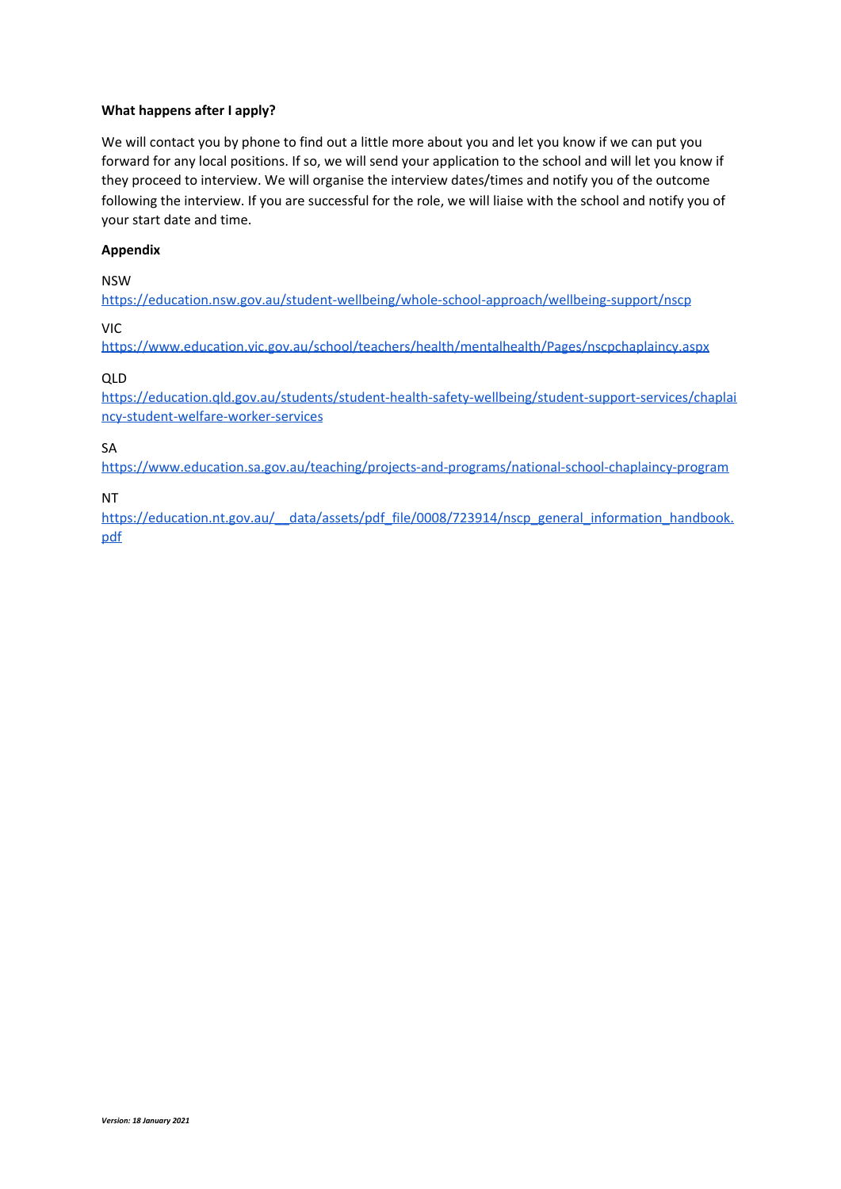**What happens after I apply?**

We will contact you by phone to find out a little more about you and let you know if we can put you forward for any local positions. If so, we will send your application to the school and will let you know if they proceed to interview. We will organise the interview dates/times and notify you of the outcome following the interview. If you are successful for the role, we will liaise with the school and notify you of your start date and time.

**Appendix**

NSW
https://education.nsw.gov.au/student-wellbeing/whole-school-approach/wellbeing-support/nscp

VIC
https://www.education.vic.gov.au/school/teachers/health/mentalhealth/Pages/nscpchaplaincy.aspx

QLD
https://education.qld.gov.au/students/student-health-safety-wellbeing/student-support-services/chaplaincy-student-welfare-worker-services

SA
https://www.education.sa.gov.au/teaching/projects-and-programs/national-school-chaplaincy-program

NT
https://education.nt.gov.au/__data/assets/pdf_file/0008/723914/nscp_general_information_handbook.pdf

***Version: 18 January 2021***